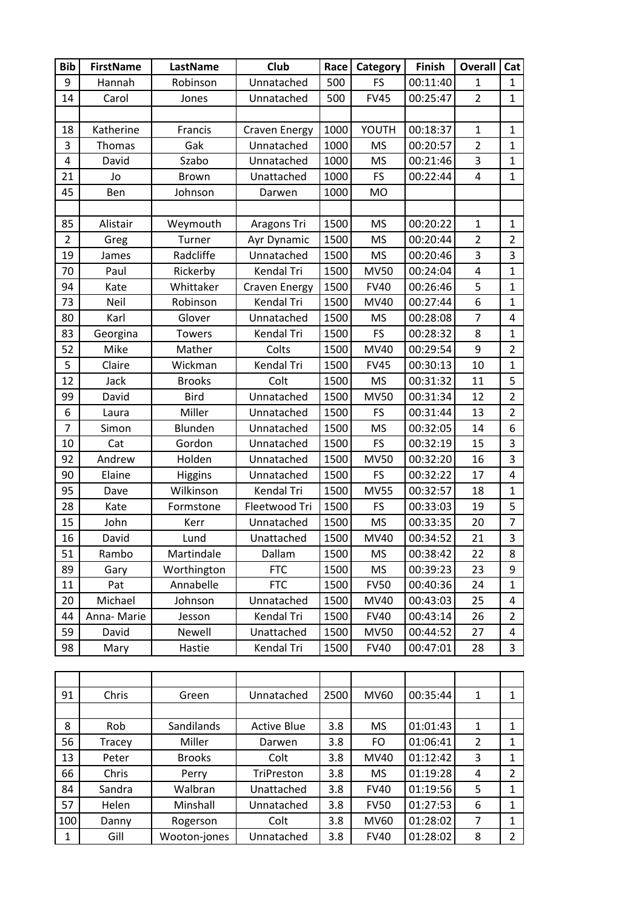| Bib | FirstName | LastName | Club | Race | Category | Finish | Overall | Cat |
|---|---|---|---|---|---|---|---|---|
| 9 | Hannah | Robinson | Unnatached | 500 | FS | 00:11:40 | 1 | 1 |
| 14 | Carol | Jones | Unnatached | 500 | FV45 | 00:25:47 | 2 | 1 |
| | | | | | | | | |
| 18 | Katherine | Francis | Craven Energy | 1000 | YOUTH | 00:18:37 | 1 | 1 |
| 3 | Thomas | Gak | Unnatached | 1000 | MS | 00:20:57 | 2 | 1 |
| 4 | David | Szabo | Unnatached | 1000 | MS | 00:21:46 | 3 | 1 |
| 21 | Jo | Brown | Unattached | 1000 | FS | 00:22:44 | 4 | 1 |
| 45 | Ben | Johnson | Darwen | 1000 | MO | | | |
| | | | | | | | | |
| 85 | Alistair | Weymouth | Aragons Tri | 1500 | MS | 00:20:22 | 1 | 1 |
| 2 | Greg | Turner | Ayr Dynamic | 1500 | MS | 00:20:44 | 2 | 2 |
| 19 | James | Radcliffe | Unnatached | 1500 | MS | 00:20:46 | 3 | 3 |
| 70 | Paul | Rickerby | Kendal Tri | 1500 | MV50 | 00:24:04 | 4 | 1 |
| 94 | Kate | Whittaker | Craven Energy | 1500 | FV40 | 00:26:46 | 5 | 1 |
| 73 | Neil | Robinson | Kendal Tri | 1500 | MV40 | 00:27:44 | 6 | 1 |
| 80 | Karl | Glover | Unnatached | 1500 | MS | 00:28:08 | 7 | 4 |
| 83 | Georgina | Towers | Kendal Tri | 1500 | FS | 00:28:32 | 8 | 1 |
| 52 | Mike | Mather | Colts | 1500 | MV40 | 00:29:54 | 9 | 2 |
| 5 | Claire | Wickman | Kendal Tri | 1500 | FV45 | 00:30:13 | 10 | 1 |
| 12 | Jack | Brooks | Colt | 1500 | MS | 00:31:32 | 11 | 5 |
| 99 | David | Bird | Unnatached | 1500 | MV50 | 00:31:34 | 12 | 2 |
| 6 | Laura | Miller | Unnatached | 1500 | FS | 00:31:44 | 13 | 2 |
| 7 | Simon | Blunden | Unnatached | 1500 | MS | 00:32:05 | 14 | 6 |
| 10 | Cat | Gordon | Unnatached | 1500 | FS | 00:32:19 | 15 | 3 |
| 92 | Andrew | Holden | Unnatached | 1500 | MV50 | 00:32:20 | 16 | 3 |
| 90 | Elaine | Higgins | Unnatached | 1500 | FS | 00:32:22 | 17 | 4 |
| 95 | Dave | Wilkinson | Kendal Tri | 1500 | MV55 | 00:32:57 | 18 | 1 |
| 28 | Kate | Formstone | Fleetwood Tri | 1500 | FS | 00:33:03 | 19 | 5 |
| 15 | John | Kerr | Unnatached | 1500 | MS | 00:33:35 | 20 | 7 |
| 16 | David | Lund | Unattached | 1500 | MV40 | 00:34:52 | 21 | 3 |
| 51 | Rambo | Martindale | Dallam | 1500 | MS | 00:38:42 | 22 | 8 |
| 89 | Gary | Worthington | FTC | 1500 | MS | 00:39:23 | 23 | 9 |
| 11 | Pat | Annabelle | FTC | 1500 | FV50 | 00:40:36 | 24 | 1 |
| 20 | Michael | Johnson | Unnatached | 1500 | MV40 | 00:43:03 | 25 | 4 |
| 44 | Anna- Marie | Jesson | Kendal Tri | 1500 | FV40 | 00:43:14 | 26 | 2 |
| 59 | David | Newell | Unattached | 1500 | MV50 | 00:44:52 | 27 | 4 |
| 98 | Mary | Hastie | Kendal Tri | 1500 | FV40 | 00:47:01 | 28 | 3 |
| | | | | | | | | |
| 91 | Chris | Green | Unnatached | 2500 | MV60 | 00:35:44 | 1 | 1 |
| | | | | | | | | |
| 8 | Rob | Sandilands | Active Blue | 3.8 | MS | 01:01:43 | 1 | 1 |
| 56 | Tracey | Miller | Darwen | 3.8 | FO | 01:06:41 | 2 | 1 |
| 13 | Peter | Brooks | Colt | 3.8 | MV40 | 01:12:42 | 3 | 1 |
| 66 | Chris | Perry | TriPreston | 3.8 | MS | 01:19:28 | 4 | 2 |
| 84 | Sandra | Walbran | Unattached | 3.8 | FV40 | 01:19:56 | 5 | 1 |
| 57 | Helen | Minshall | Unattached | 3.8 | FV50 | 01:27:53 | 6 | 1 |
| 100 | Danny | Rogerson | Colt | 3.8 | MV60 | 01:28:02 | 7 | 1 |
| 1 | Gill | Wooton-jones | Unnatached | 3.8 | FV40 | 01:28:02 | 8 | 2 |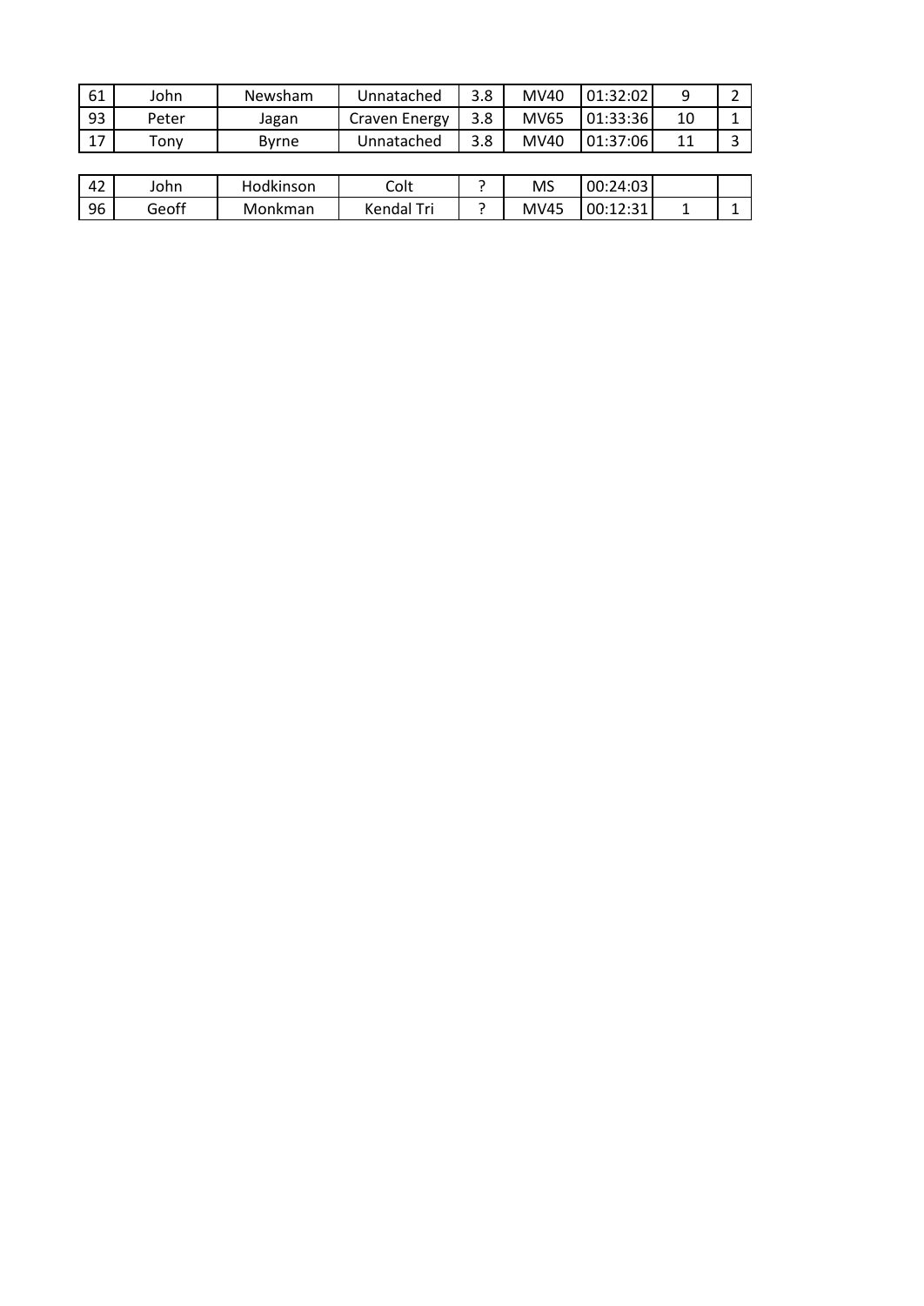| | | | | | | | | |
|---|---|---|---|---|---|---|---|---|
| 61 | John | Newsham | Unnatached | 3.8 | MV40 | 01:32:02 | 9 | 2 |
| 93 | Peter | Jagan | Craven Energy | 3.8 | MV65 | 01:33:36 | 10 | 1 |
| 17 | Tony | Byrne | Unnatached | 3.8 | MV40 | 01:37:06 | 11 | 3 |

| | | | | | | | | |
|---|---|---|---|---|---|---|---|---|
| 42 | John | Hodkinson | Colt | ? | MS | 00:24:03 | | |
| 96 | Geoff | Monkman | Kendal Tri | ? | MV45 | 00:12:31 | 1 | 1 |